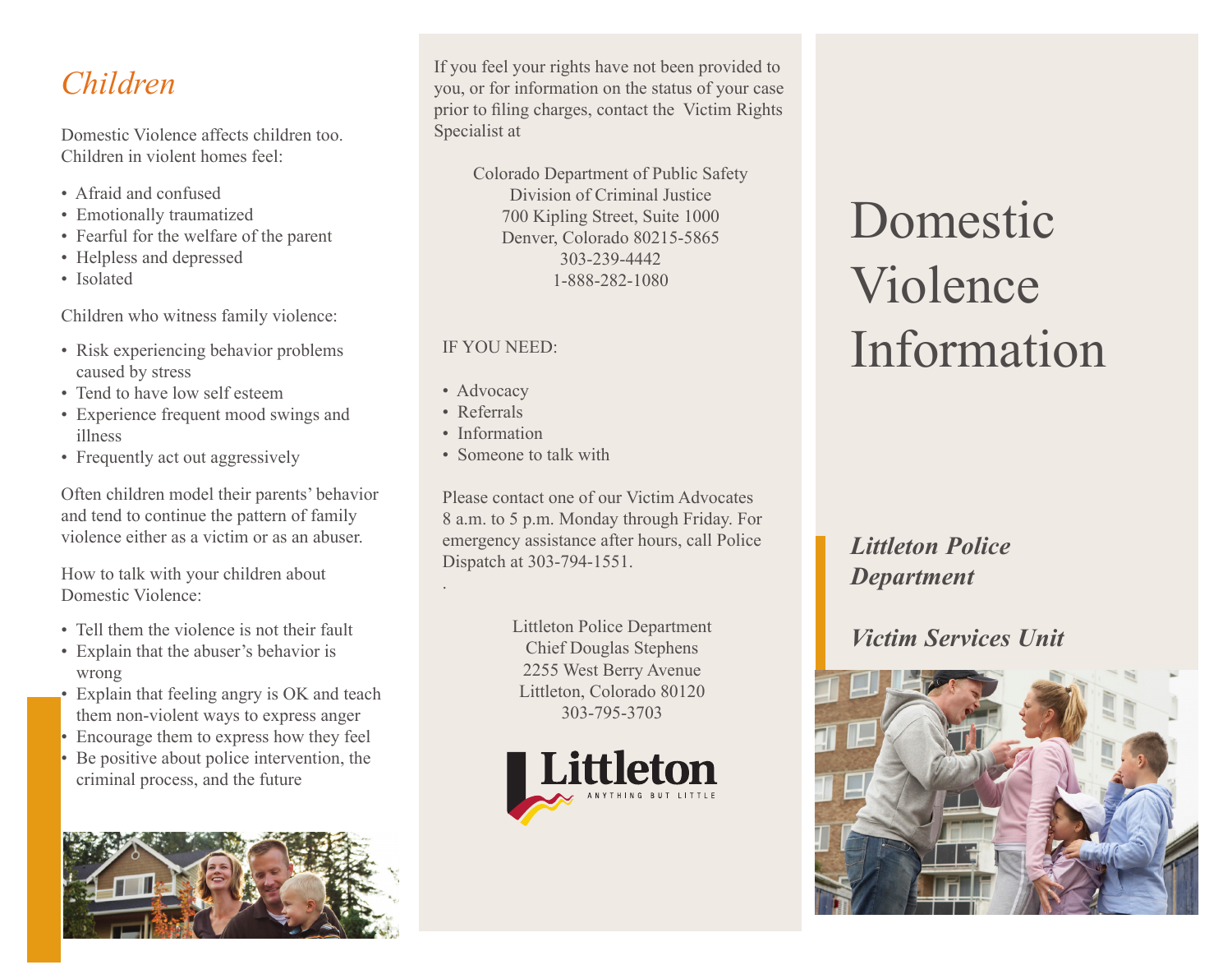## *Children*

Domestic Violence affects children too. Children in violent homes feel:

- Afraid and confused
- Emotionally traumatized
- Fearful for the welfare of the parent
- Helpless and depressed
- Isolated

Children who witness family violence:

- Risk experiencing behavior problems caused by stress
- Tend to have low self esteem
- Experience frequent mood swings and illness
- Frequently act out aggressively

Often children model their parents' behavior and tend to continue the pattern of family violence either as a victim or as an abuser.

How to talk with your children about Domestic Violence:

- Tell them the violence is not their fault
- Explain that the abuser's behavior is wrong
- Explain that feeling angry is OK and teach them non-violent ways to express anger
- Encourage them to express how they feel
- Be positive about police intervention, the criminal process, and the future

If you feel your rights have not been provided to you, or for information on the status of your case prior to filing charges, contact the Victim Rights Specialist at

Colorado Department of Public Safety
Division of Criminal Justice
700 Kipling Street, Suite 1000
Denver, Colorado 80215-5865
303-239-4442
1-888-282-1080

IF YOU NEED:

- Advocacy
- Referrals
- Information
- Someone to talk with

Please contact one of our Victim Advocates 8 a.m. to 5 p.m. Monday through Friday. For emergency assistance after hours, call Police Dispatch at 303-794-1551.

Littleton Police Department
Chief Douglas Stephens
2255 West Berry Avenue
Littleton, Colorado 80120
303-795-3703

Littleton
ANYTHING BUT LITTLE

# Domestic Violence Information

***Littleton Police Department***

***Victim Services Unit***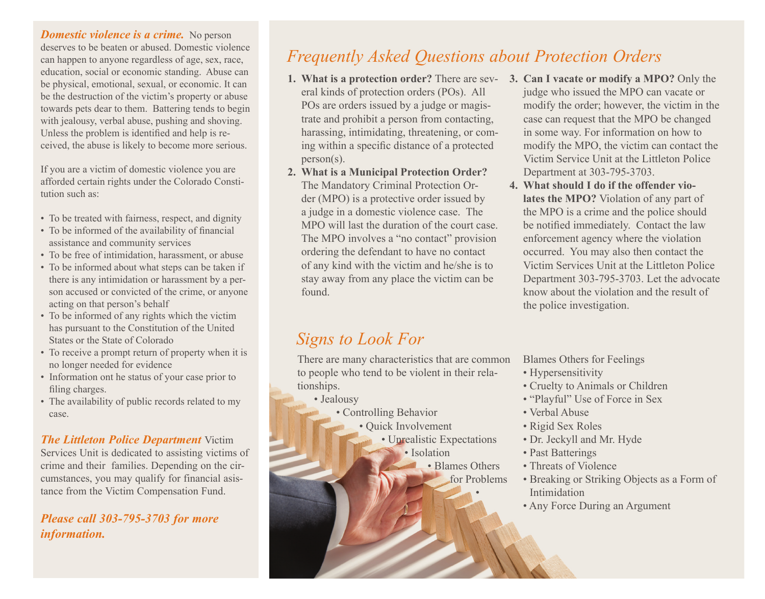*Domestic violence is a crime.* No person deserves to be beaten or abused. Domestic violence can happen to anyone regardless of age, sex, race, education, social or economic standing. Abuse can be physical, emotional, sexual, or economic. It can be the destruction of the victim's property or abuse towards pets dear to them. Battering tends to begin with jealousy, verbal abuse, pushing and shoving. Unless the problem is identified and help is received, the abuse is likely to become more serious.

If you are a victim of domestic violence you are afforded certain rights under the Colorado Constitution such as:

- To be treated with fairness, respect, and dignity
- To be informed of the availability of financial assistance and community services
- To be free of intimidation, harassment, or abuse
- To be informed about what steps can be taken if there is any intimidation or harassment by a person accused or convicted of the crime, or anyone acting on that person's behalf
- To be informed of any rights which the victim has pursuant to the Constitution of the United States or the State of Colorado
- To receive a prompt return of property when it is no longer needed for evidence
- Information ont he status of your case prior to filing charges.
- The availability of public records related to my case.

*The Littleton Police Department* Victim Services Unit is dedicated to assisting victims of crime and their families. Depending on the circumstances, you may qualify for financial assistance from the Victim Compensation Fund.

***Please call 303-795-3703 for more information.***

## *Frequently Asked Questions about Protection Orders*

1. **What is a protection order?** There are several kinds of protection orders (POs). All POs are orders issued by a judge or magistrate and prohibit a person from contacting, harassing, intimidating, threatening, or coming within a specific distance of a protected person(s).
2. **What is a Municipal Protection Order?** The Mandatory Criminal Protection Order (MPO) is a protective order issued by a judge in a domestic violence case. The MPO will last the duration of the court case. The MPO involves a "no contact" provision ordering the defendant to have no contact of any kind with the victim and he/she is to stay away from any place the victim can be found.
3. **Can I vacate or modify a MPO?** Only the judge who issued the MPO can vacate or modify the order; however, the victim in the case can request that the MPO be changed in some way. For information on how to modify the MPO, the victim can contact the Victim Service Unit at the Littleton Police Department at 303-795-3703.
4. **What should I do if the offender violates the MPO?** Violation of any part of the MPO is a crime and the police should be notified immediately. Contact the law enforcement agency where the violation occurred. You may also then contact the Victim Services Unit at the Littleton Police Department 303-795-3703. Let the advocate know about the violation and the result of the police investigation.

## *Signs to Look For*

There are many characteristics that are common to people who tend to be violent in their relationships.

- Jealousy
- Controlling Behavior
- Quick Involvement
- Unrealistic Expectations
- Isolation
- Blames Others for Problems
- Blames Others for Feelings
- Hypersensitivity
- Cruelty to Animals or Children
- "Playful" Use of Force in Sex
- Verbal Abuse
- Rigid Sex Roles
- Dr. Jeckyll and Mr. Hyde
- Past Batterings
- Threats of Violence
- Breaking or Striking Objects as a Form of Intimidation
- Any Force During an Argument